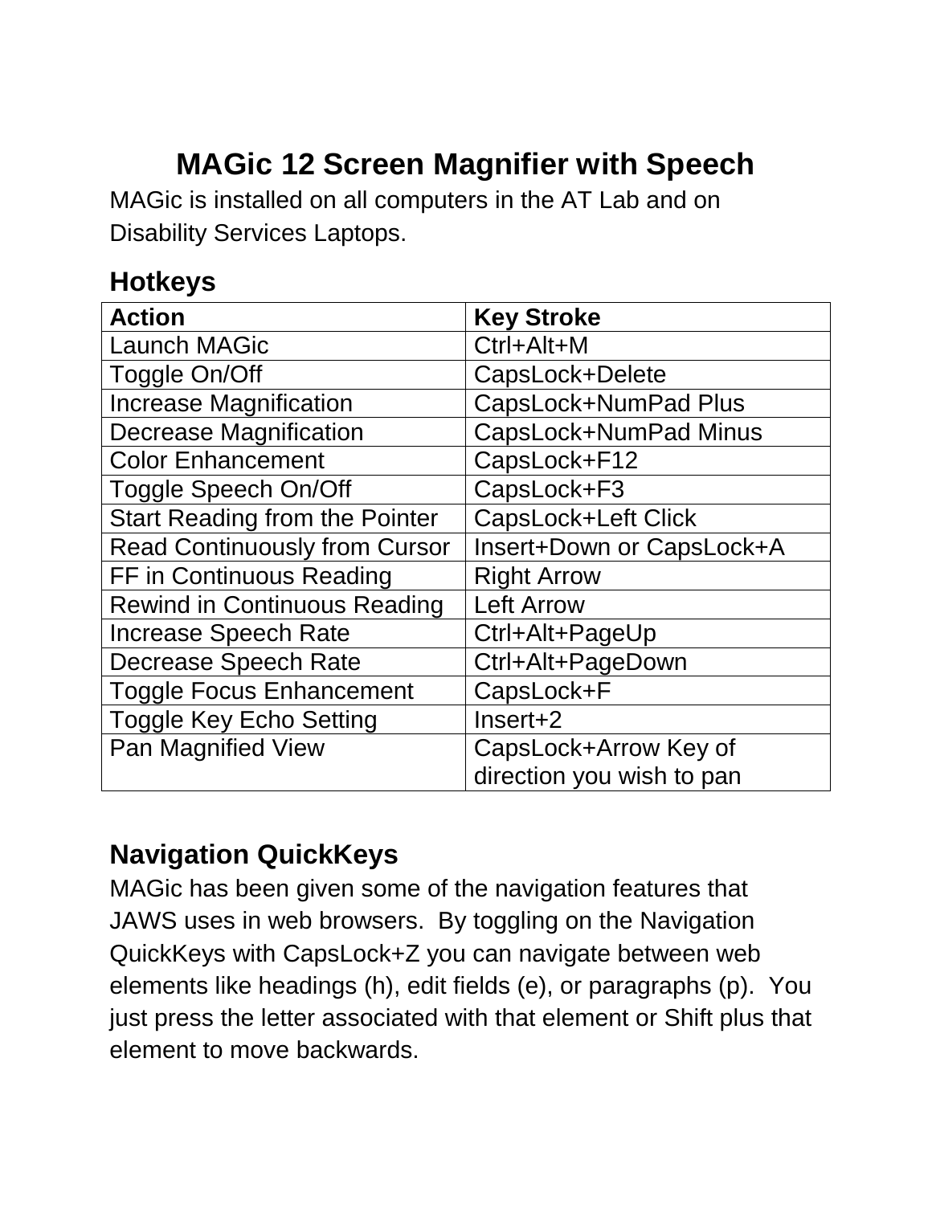# MAGic 12 Screen Magnifier with Speech

MAGic is installed on all computers in the AT Lab and on Disability Services Laptops.

## Hotkeys

| Action | Key Stroke |
|---|---|
| Launch MAGic | Ctrl+Alt+M |
| Toggle On/Off | CapsLock+Delete |
| Increase Magnification | CapsLock+NumPad Plus |
| Decrease Magnification | CapsLock+NumPad Minus |
| Color Enhancement | CapsLock+F12 |
| Toggle Speech On/Off | CapsLock+F3 |
| Start Reading from the Pointer | CapsLock+Left Click |
| Read Continuously from Cursor | Insert+Down or CapsLock+A |
| FF in Continuous Reading | Right Arrow |
| Rewind in Continuous Reading | Left Arrow |
| Increase Speech Rate | Ctrl+Alt+PageUp |
| Decrease Speech Rate | Ctrl+Alt+PageDown |
| Toggle Focus Enhancement | CapsLock+F |
| Toggle Key Echo Setting | Insert+2 |
| Pan Magnified View | CapsLock+Arrow Key of direction you wish to pan |

## Navigation QuickKeys

MAGic has been given some of the navigation features that JAWS uses in web browsers. By toggling on the Navigation QuickKeys with CapsLock+Z you can navigate between web elements like headings (h), edit fields (e), or paragraphs (p). You just press the letter associated with that element or Shift plus that element to move backwards.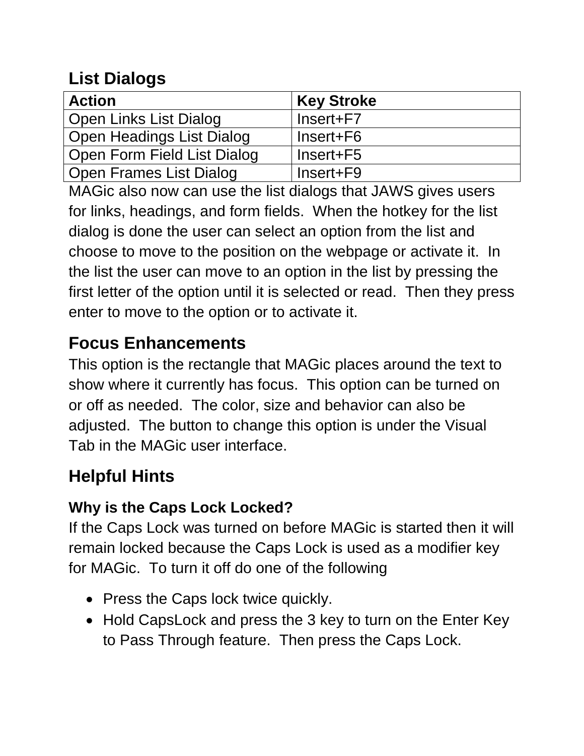## List Dialogs

| Action | Key Stroke |
|---|---|
| Open Links List Dialog | Insert+F7 |
| Open Headings List Dialog | Insert+F6 |
| Open Form Field List Dialog | Insert+F5 |
| Open Frames List Dialog | Insert+F9 |

MAGic also now can use the list dialogs that JAWS gives users for links, headings, and form fields. When the hotkey for the list dialog is done the user can select an option from the list and choose to move to the position on the webpage or activate it. In the list the user can move to an option in the list by pressing the first letter of the option until it is selected or read. Then they press enter to move to the option or to activate it.

## Focus Enhancements

This option is the rectangle that MAGic places around the text to show where it currently has focus. This option can be turned on or off as needed. The color, size and behavior can also be adjusted. The button to change this option is under the Visual Tab in the MAGic user interface.

## Helpful Hints

### Why is the Caps Lock Locked?

If the Caps Lock was turned on before MAGic is started then it will remain locked because the Caps Lock is used as a modifier key for MAGic. To turn it off do one of the following

- Press the Caps lock twice quickly.
- Hold CapsLock and press the 3 key to turn on the Enter Key to Pass Through feature. Then press the Caps Lock.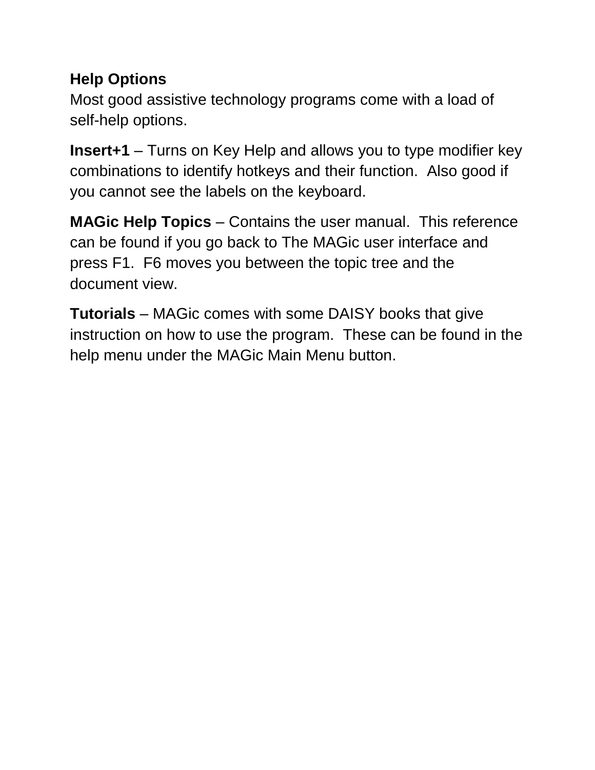**Help Options**

Most good assistive technology programs come with a load of self-help options.

**Insert+1** – Turns on Key Help and allows you to type modifier key combinations to identify hotkeys and their function.  Also good if you cannot see the labels on the keyboard.

**MAGic Help Topics** – Contains the user manual.  This reference can be found if you go back to The MAGic user interface and press F1.  F6 moves you between the topic tree and the document view.

**Tutorials** – MAGic comes with some DAISY books that give instruction on how to use the program.  These can be found in the help menu under the MAGic Main Menu button.